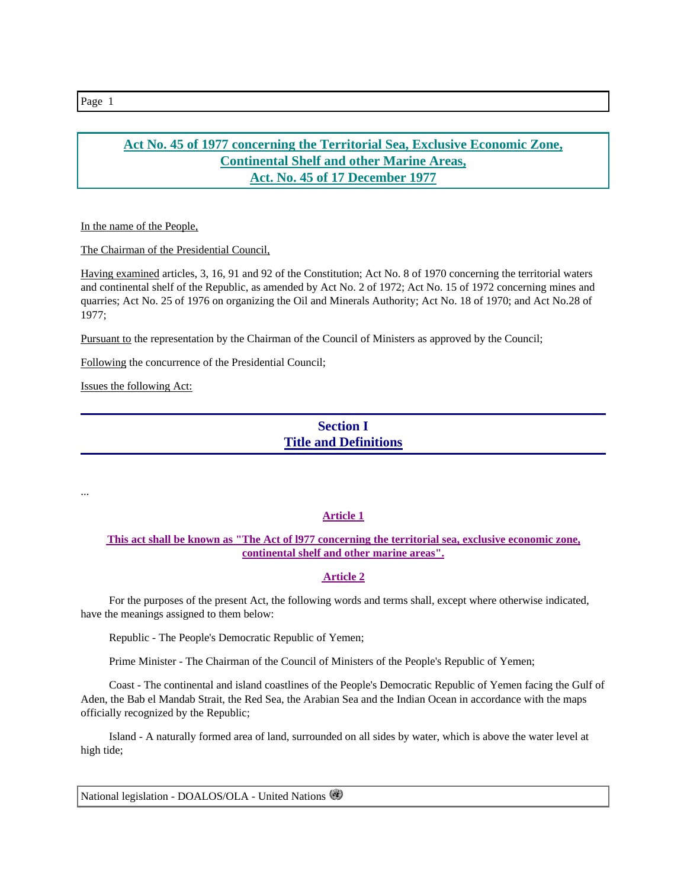# Act No. 45 of 1977 concerning the Territorial Sea, Exclusive Economic Zone, Continental Shelf and other Marine Areas, Act. No. 45 of 17 December 1977

In the name of the People,

The Chairman of the Presidential Council,

Having examined articles, 3, 16, 91 and 92 of the Constitution; Act No. 8 of 1970 concerning the territorial waters and continental shelf of the Republic, as amended by Act No. 2 of 1972; Act No. 15 of 1972 concerning mines and quarries; Act No. 25 of 1976 on organizing the Oil and Minerals Authority; Act No. 18 of 1970; and Act No.28 of 1977;

Pursuant to the representation by the Chairman of the Council of Ministers as approved by the Council;

Following the concurrence of the Presidential Council;

Issues the following Act:

## Section I
## Title and Definitions

...

### Article 1

**This act shall be known as "The Act of l977 concerning the territorial sea, exclusive economic zone, continental shelf and other marine areas".**

### Article 2

For the purposes of the present Act, the following words and terms shall, except where otherwise indicated, have the meanings assigned to them below:

Republic - The People's Democratic Republic of Yemen;

Prime Minister - The Chairman of the Council of Ministers of the People's Republic of Yemen;

Coast - The continental and island coastlines of the People's Democratic Republic of Yemen facing the Gulf of Aden, the Bab el Mandab Strait, the Red Sea, the Arabian Sea and the Indian Ocean in accordance with the maps officially recognized by the Republic;

Island - A naturally formed area of land, surrounded on all sides by water, which is above the water level at high tide;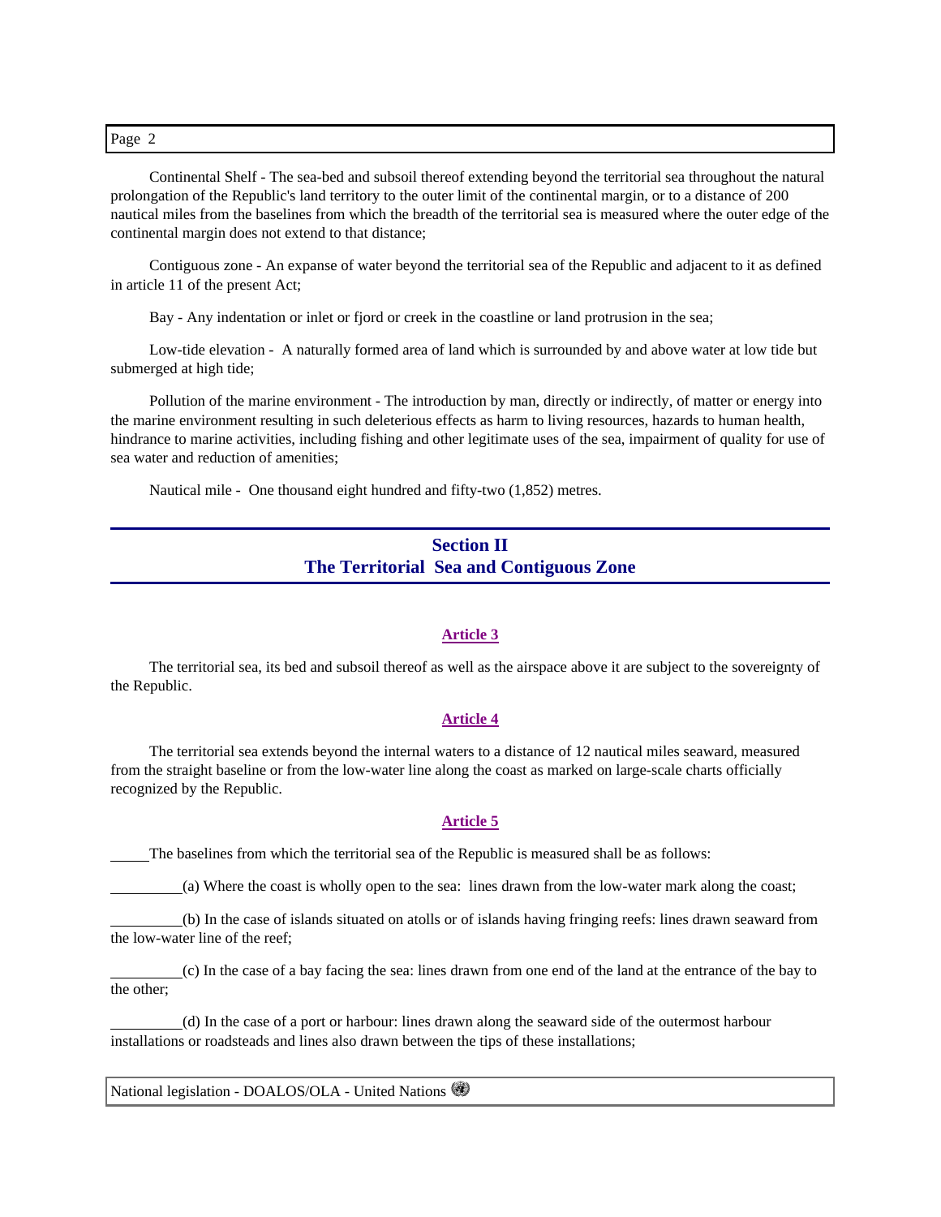Continental Shelf - The sea-bed and subsoil thereof extending beyond the territorial sea throughout the natural prolongation of the Republic's land territory to the outer limit of the continental margin, or to a distance of 200 nautical miles from the baselines from which the breadth of the territorial sea is measured where the outer edge of the continental margin does not extend to that distance;

Contiguous zone - An expanse of water beyond the territorial sea of the Republic and adjacent to it as defined in article 11 of the present Act;

Bay - Any indentation or inlet or fjord or creek in the coastline or land protrusion in the sea;

Low-tide elevation - A naturally formed area of land which is surrounded by and above water at low tide but submerged at high tide;

Pollution of the marine environment - The introduction by man, directly or indirectly, of matter or energy into the marine environment resulting in such deleterious effects as harm to living resources, hazards to human health, hindrance to marine activities, including fishing and other legitimate uses of the sea, impairment of quality for use of sea water and reduction of amenities;

Nautical mile - One thousand eight hundred and fifty-two (1,852) metres.

## Section II
## The Territorial Sea and Contiguous Zone

### Article 3

The territorial sea, its bed and subsoil thereof as well as the airspace above it are subject to the sovereignty of the Republic.

### Article 4

The territorial sea extends beyond the internal waters to a distance of 12 nautical miles seaward, measured from the straight baseline or from the low-water line along the coast as marked on large-scale charts officially recognized by the Republic.

### Article 5

The baselines from which the territorial sea of the Republic is measured shall be as follows:

(a) Where the coast is wholly open to the sea: lines drawn from the low-water mark along the coast;

(b) In the case of islands situated on atolls or of islands having fringing reefs: lines drawn seaward from the low-water line of the reef;

(c) In the case of a bay facing the sea: lines drawn from one end of the land at the entrance of the bay to the other;

(d) In the case of a port or harbour: lines drawn along the seaward side of the outermost harbour installations or roadsteads and lines also drawn between the tips of these installations;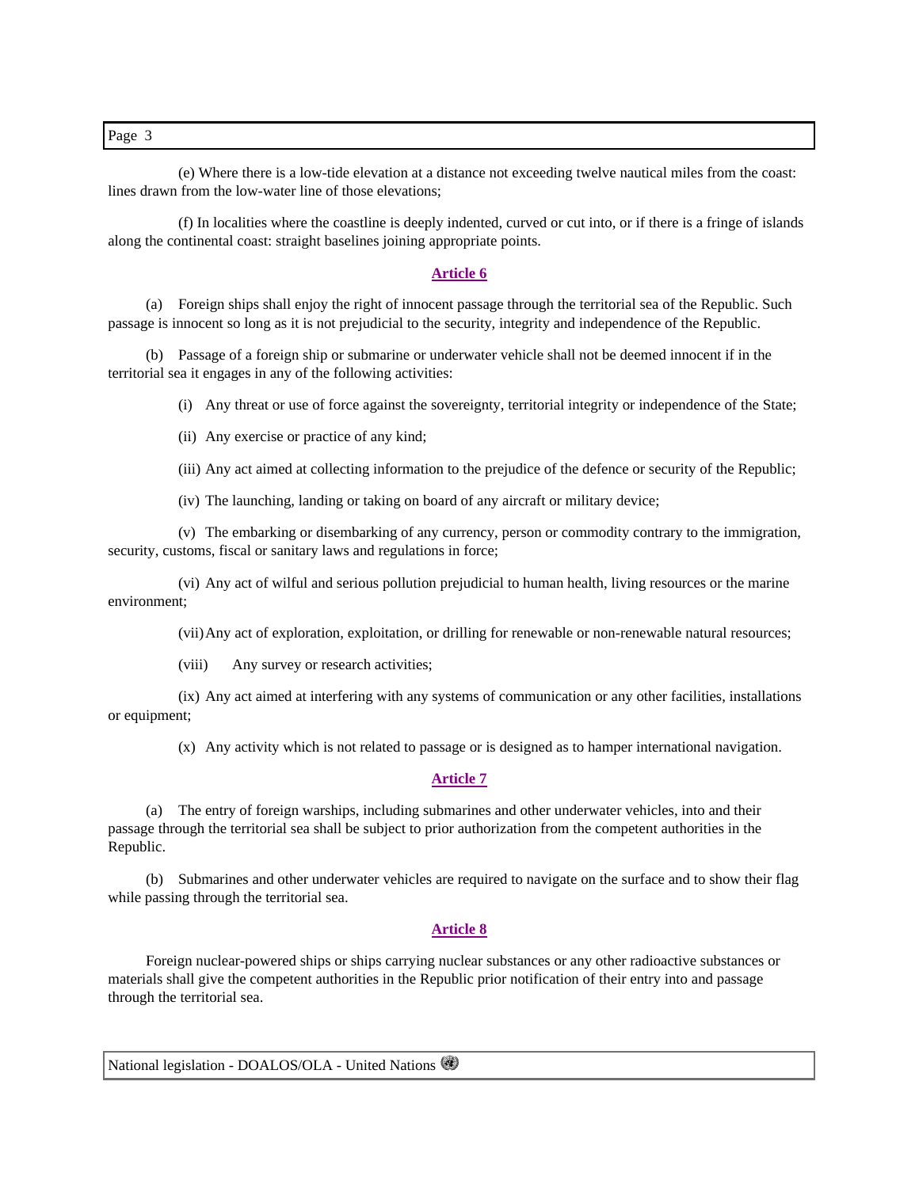(e) Where there is a low-tide elevation at a distance not exceeding twelve nautical miles from the coast: lines drawn from the low-water line of those elevations;

(f) In localities where the coastline is deeply indented, curved or cut into, or if there is a fringe of islands along the continental coast: straight baselines joining appropriate points.

### Article 6

(a) Foreign ships shall enjoy the right of innocent passage through the territorial sea of the Republic. Such passage is innocent so long as it is not prejudicial to the security, integrity and independence of the Republic.

(b) Passage of a foreign ship or submarine or underwater vehicle shall not be deemed innocent if in the territorial sea it engages in any of the following activities:

(i) Any threat or use of force against the sovereignty, territorial integrity or independence of the State;

(ii) Any exercise or practice of any kind;

(iii) Any act aimed at collecting information to the prejudice of the defence or security of the Republic;

(iv) The launching, landing or taking on board of any aircraft or military device;

(v) The embarking or disembarking of any currency, person or commodity contrary to the immigration, security, customs, fiscal or sanitary laws and regulations in force;

(vi) Any act of wilful and serious pollution prejudicial to human health, living resources or the marine environment;

(vii) Any act of exploration, exploitation, or drilling for renewable or non-renewable natural resources;

(viii) Any survey or research activities;

(ix) Any act aimed at interfering with any systems of communication or any other facilities, installations or equipment;

(x) Any activity which is not related to passage or is designed as to hamper international navigation.

### Article 7

(a) The entry of foreign warships, including submarines and other underwater vehicles, into and their passage through the territorial sea shall be subject to prior authorization from the competent authorities in the Republic.

(b) Submarines and other underwater vehicles are required to navigate on the surface and to show their flag while passing through the territorial sea.

### Article 8

Foreign nuclear-powered ships or ships carrying nuclear substances or any other radioactive substances or materials shall give the competent authorities in the Republic prior notification of their entry into and passage through the territorial sea.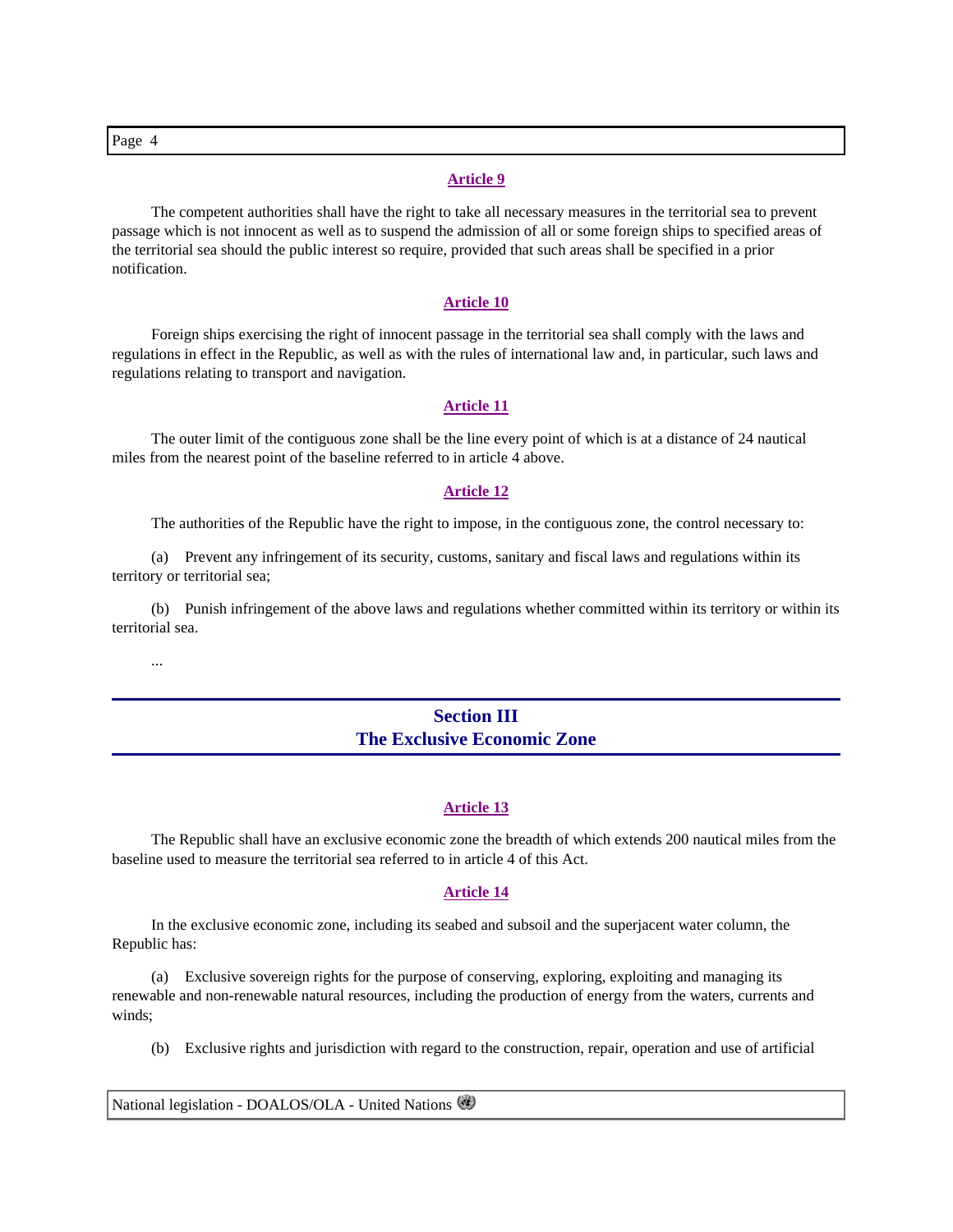### Article 9

The competent authorities shall have the right to take all necessary measures in the territorial sea to prevent passage which is not innocent as well as to suspend the admission of all or some foreign ships to specified areas of the territorial sea should the public interest so require, provided that such areas shall be specified in a prior notification.

### Article 10

Foreign ships exercising the right of innocent passage in the territorial sea shall comply with the laws and regulations in effect in the Republic, as well as with the rules of international law and, in particular, such laws and regulations relating to transport and navigation.

### Article 11

The outer limit of the contiguous zone shall be the line every point of which is at a distance of 24 nautical miles from the nearest point of the baseline referred to in article 4 above.

### Article 12

The authorities of the Republic have the right to impose, in the contiguous zone, the control necessary to:

(a) Prevent any infringement of its security, customs, sanitary and fiscal laws and regulations within its territory or territorial sea;

(b) Punish infringement of the above laws and regulations whether committed within its territory or within its territorial sea.

...

## Section III
## The Exclusive Economic Zone

### Article 13

The Republic shall have an exclusive economic zone the breadth of which extends 200 nautical miles from the baseline used to measure the territorial sea referred to in article 4 of this Act.

### Article 14

In the exclusive economic zone, including its seabed and subsoil and the superjacent water column, the Republic has:

(a) Exclusive sovereign rights for the purpose of conserving, exploring, exploiting and managing its renewable and non-renewable natural resources, including the production of energy from the waters, currents and winds;

(b) Exclusive rights and jurisdiction with regard to the construction, repair, operation and use of artificial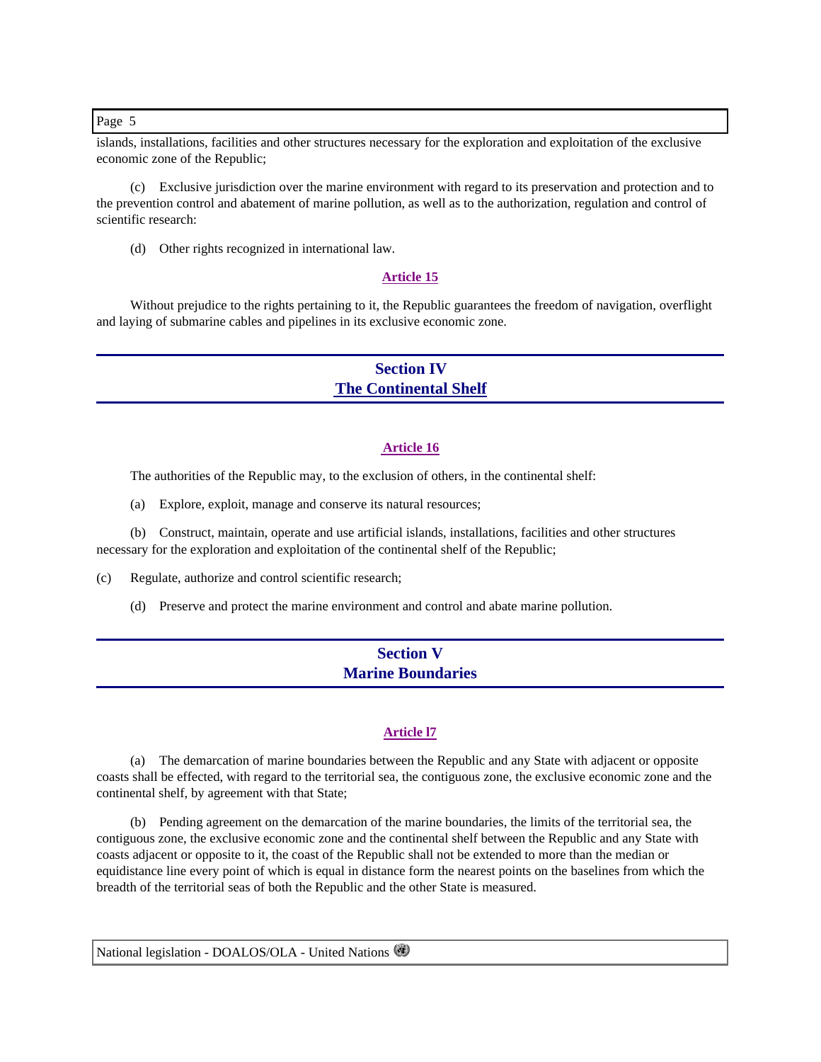islands, installations, facilities and other structures necessary for the exploration and exploitation of the exclusive economic zone of the Republic;

(c) Exclusive jurisdiction over the marine environment with regard to its preservation and protection and to the prevention control and abatement of marine pollution, as well as to the authorization, regulation and control of scientific research:

(d) Other rights recognized in international law.

### Article 15

Without prejudice to the rights pertaining to it, the Republic guarantees the freedom of navigation, overflight and laying of submarine cables and pipelines in its exclusive economic zone.

## Section IV
## The Continental Shelf

### Article 16

The authorities of the Republic may, to the exclusion of others, in the continental shelf:

(a) Explore, exploit, manage and conserve its natural resources;

(b) Construct, maintain, operate and use artificial islands, installations, facilities and other structures necessary for the exploration and exploitation of the continental shelf of the Republic;

(c) Regulate, authorize and control scientific research;

(d) Preserve and protect the marine environment and control and abate marine pollution.

## Section V
## Marine Boundaries

### Article l7

(a) The demarcation of marine boundaries between the Republic and any State with adjacent or opposite coasts shall be effected, with regard to the territorial sea, the contiguous zone, the exclusive economic zone and the continental shelf, by agreement with that State;

(b) Pending agreement on the demarcation of the marine boundaries, the limits of the territorial sea, the contiguous zone, the exclusive economic zone and the continental shelf between the Republic and any State with coasts adjacent or opposite to it, the coast of the Republic shall not be extended to more than the median or equidistance line every point of which is equal in distance form the nearest points on the baselines from which the breadth of the territorial seas of both the Republic and the other State is measured.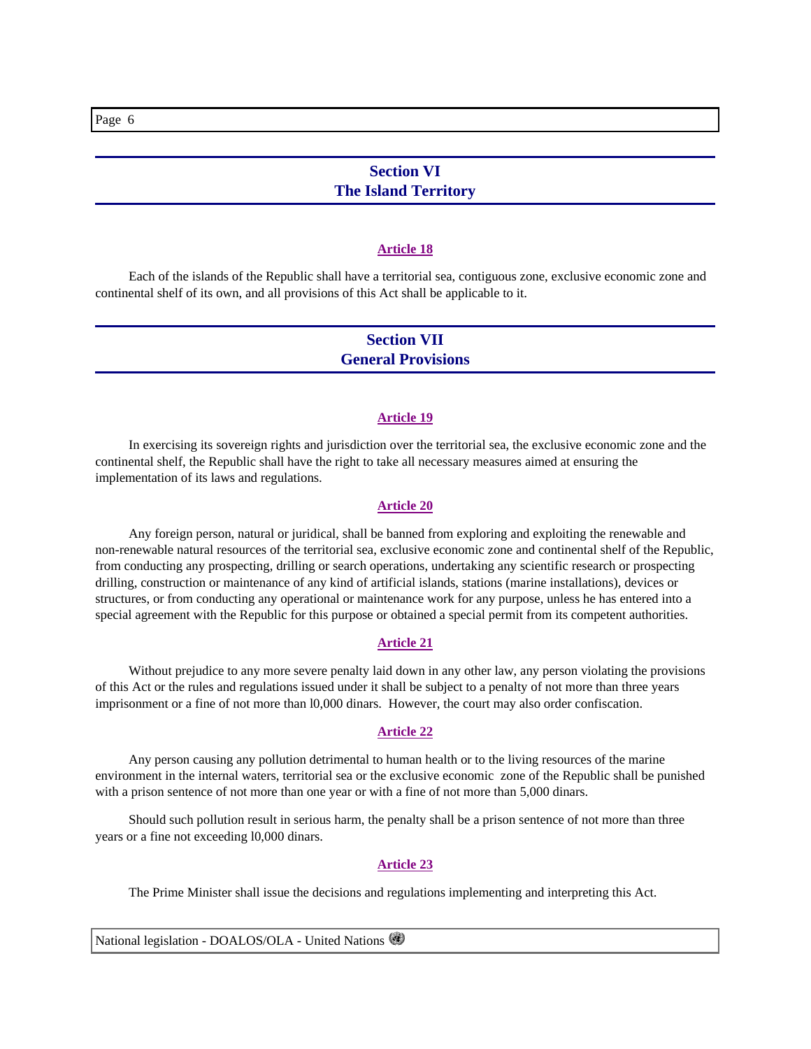## Section VI
## The Island Territory

### Article 18

Each of the islands of the Republic shall have a territorial sea, contiguous zone, exclusive economic zone and continental shelf of its own, and all provisions of this Act shall be applicable to it.

## Section VII
## General Provisions

### Article 19

In exercising its sovereign rights and jurisdiction over the territorial sea, the exclusive economic zone and the continental shelf, the Republic shall have the right to take all necessary measures aimed at ensuring the implementation of its laws and regulations.

### Article 20

Any foreign person, natural or juridical, shall be banned from exploring and exploiting the renewable and non-renewable natural resources of the territorial sea, exclusive economic zone and continental shelf of the Republic, from conducting any prospecting, drilling or search operations, undertaking any scientific research or prospecting drilling, construction or maintenance of any kind of artificial islands, stations (marine installations), devices or structures, or from conducting any operational or maintenance work for any purpose, unless he has entered into a special agreement with the Republic for this purpose or obtained a special permit from its competent authorities.

### Article 21

Without prejudice to any more severe penalty laid down in any other law, any person violating the provisions of this Act or the rules and regulations issued under it shall be subject to a penalty of not more than three years imprisonment or a fine of not more than l0,000 dinars. However, the court may also order confiscation.

### Article 22

Any person causing any pollution detrimental to human health or to the living resources of the marine environment in the internal waters, territorial sea or the exclusive economic zone of the Republic shall be punished with a prison sentence of not more than one year or with a fine of not more than 5,000 dinars.

Should such pollution result in serious harm, the penalty shall be a prison sentence of not more than three years or a fine not exceeding l0,000 dinars.

### Article 23

The Prime Minister shall issue the decisions and regulations implementing and interpreting this Act.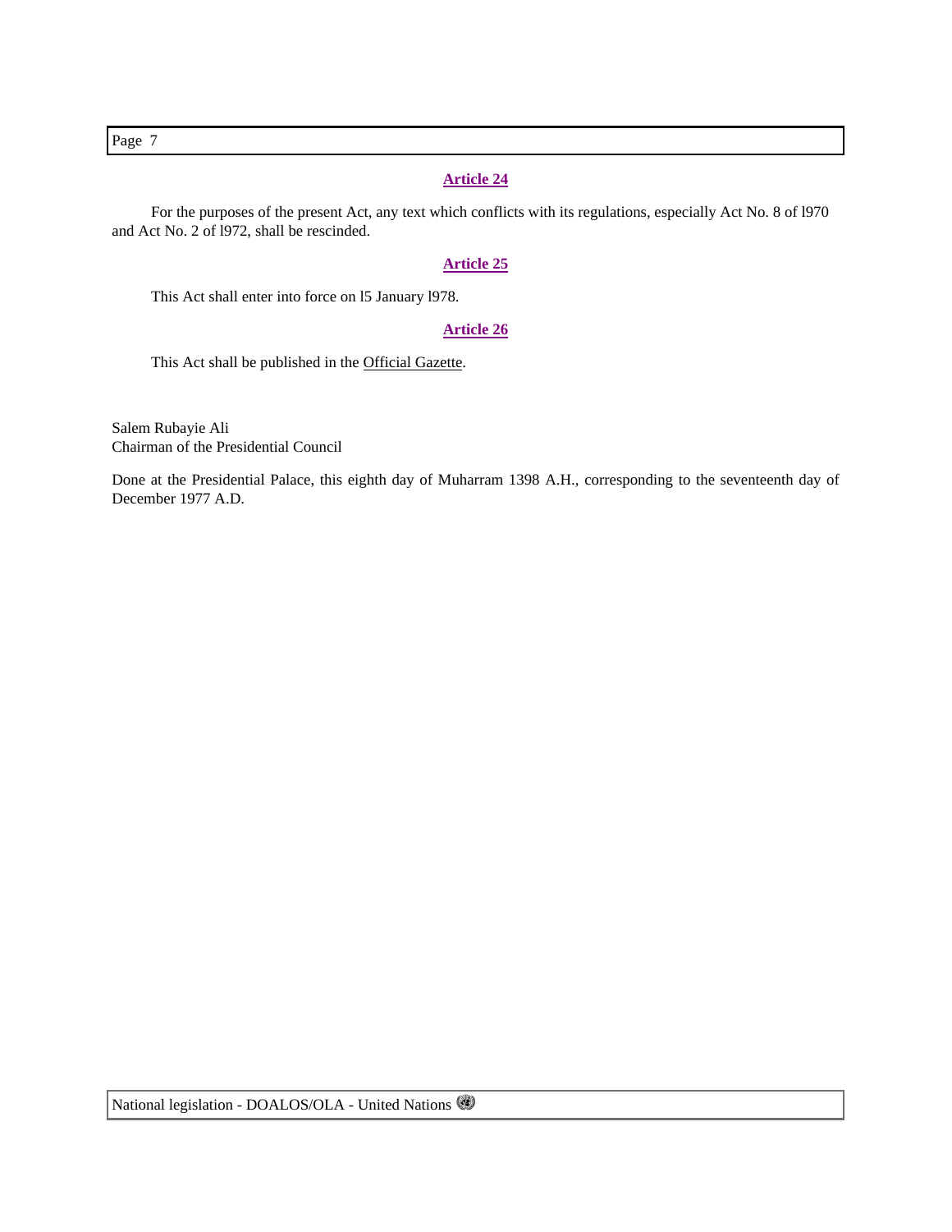## Article 24

For the purposes of the present Act, any text which conflicts with its regulations, especially Act No. 8 of l970 and Act No. 2 of l972, shall be rescinded.

## Article 25

This Act shall enter into force on l5 January l978.

## Article 26

This Act shall be published in the Official Gazette.

Salem Rubayie Ali
Chairman of the Presidential Council

Done at the Presidential Palace, this eighth day of Muharram 1398 A.H., corresponding to the seventeenth day of December 1977 A.D.